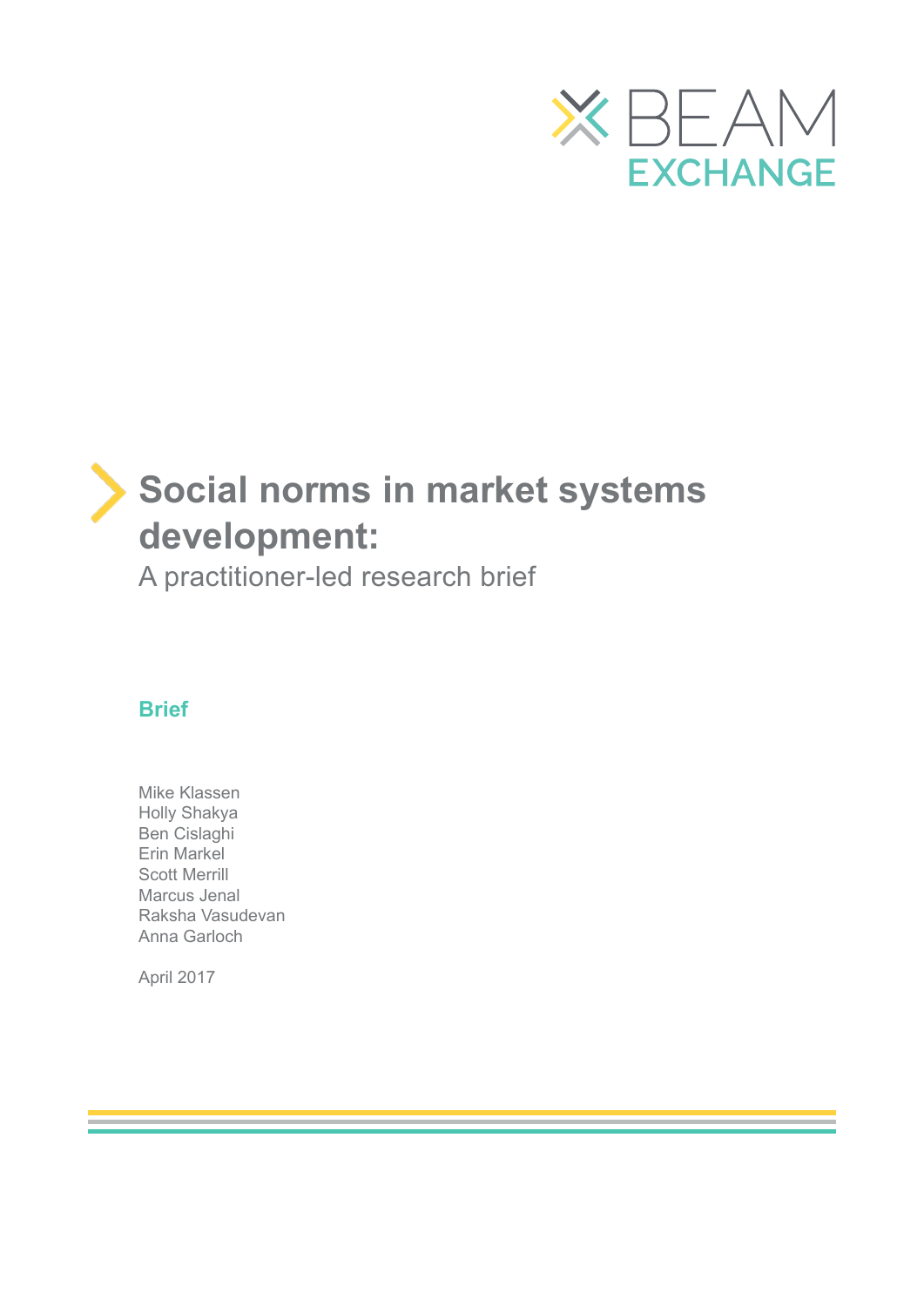BEAM EXCHANGE

# Social norms in market systems development:

A practitioner-led research brief

**Brief**

Mike Klassen
Holly Shakya
Ben Cislaghi
Erin Markel
Scott Merrill
Marcus Jenal
Raksha Vasudevan
Anna Garloch

April 2017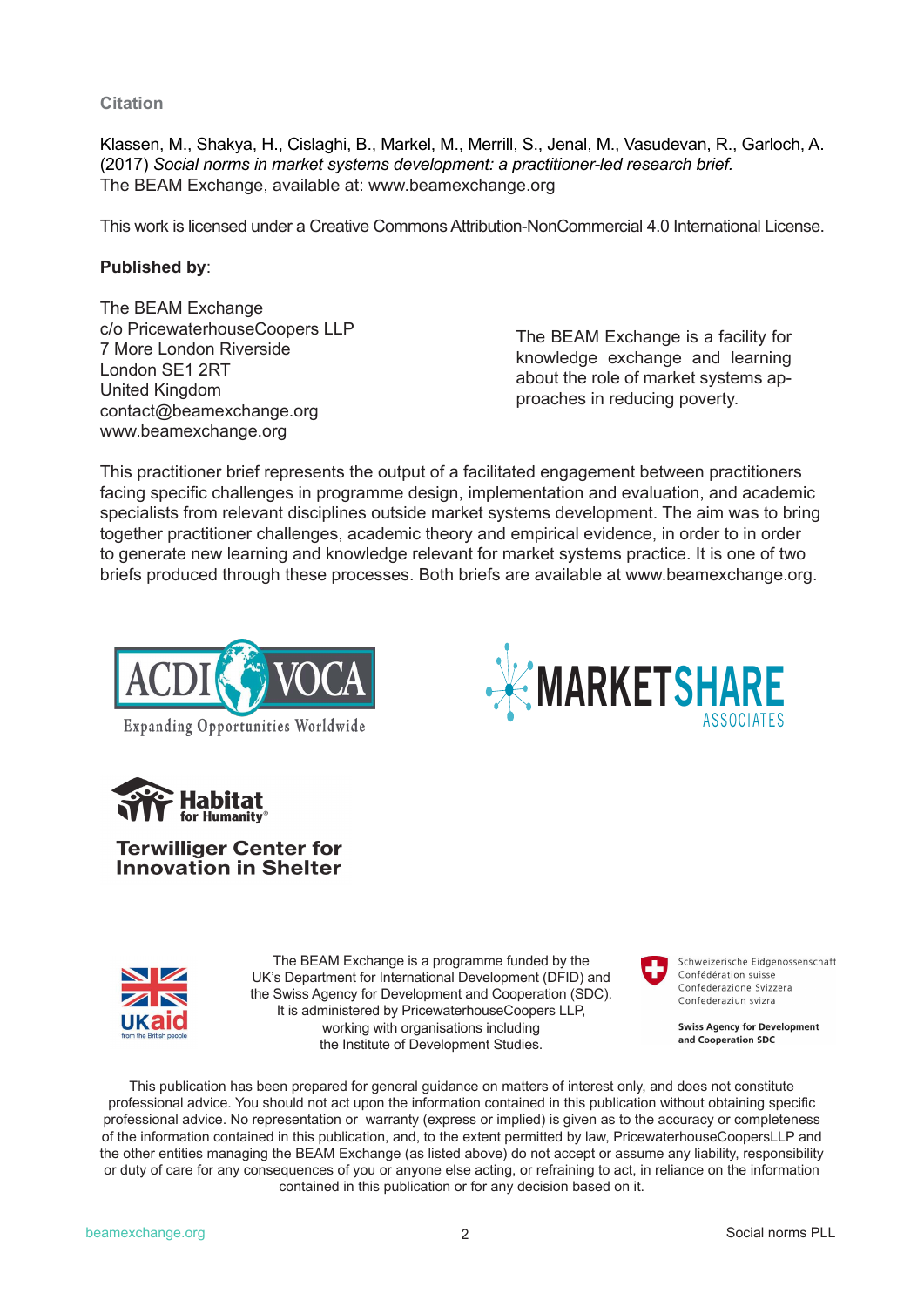**Citation**

Klassen, M., Shakya, H., Cislaghi, B., Markel, M., Merrill, S., Jenal, M., Vasudevan, R., Garloch, A. (2017) *Social norms in market systems development: a practitioner-led research brief.* The BEAM Exchange, available at: www.beamexchange.org

This work is licensed under a Creative Commons Attribution-NonCommercial 4.0 International License.

**Published by**:

The BEAM Exchange
c/o PricewaterhouseCoopers LLP
7 More London Riverside
London SE1 2RT
United Kingdom
contact@beamexchange.org
www.beamexchange.org

The BEAM Exchange is a facility for knowledge exchange and learning about the role of market systems approaches in reducing poverty.

This practitioner brief represents the output of a facilitated engagement between practitioners facing specific challenges in programme design, implementation and evaluation, and academic specialists from relevant disciplines outside market systems development. The aim was to bring together practitioner challenges, academic theory and empirical evidence, in order to in order to generate new learning and knowledge relevant for market systems practice. It is one of two briefs produced through these processes. Both briefs are available at www.beamexchange.org.

ACDI VOCA — Expanding Opportunities Worldwide

MARKETSHARE ASSOCIATES

Habitat for Humanity® — Terwilliger Center for Innovation in Shelter

UKaid from the British people

The BEAM Exchange is a programme funded by the UK's Department for International Development (DFID) and the Swiss Agency for Development and Cooperation (SDC). It is administered by PricewaterhouseCoopers LLP, working with organisations including the Institute of Development Studies.

Schweizerische Eidgenossenschaft
Confédération suisse
Confederazione Svizzera
Confederaziun svizra

Swiss Agency for Development and Cooperation SDC

This publication has been prepared for general guidance on matters of interest only, and does not constitute professional advice. You should not act upon the information contained in this publication without obtaining specific professional advice. No representation or warranty (express or implied) is given as to the accuracy or completeness of the information contained in this publication, and, to the extent permitted by law, PricewaterhouseCoopersLLP and the other entities managing the BEAM Exchange (as listed above) do not accept or assume any liability, responsibility or duty of care for any consequences of you or anyone else acting, or refraining to act, in reliance on the information contained in this publication or for any decision based on it.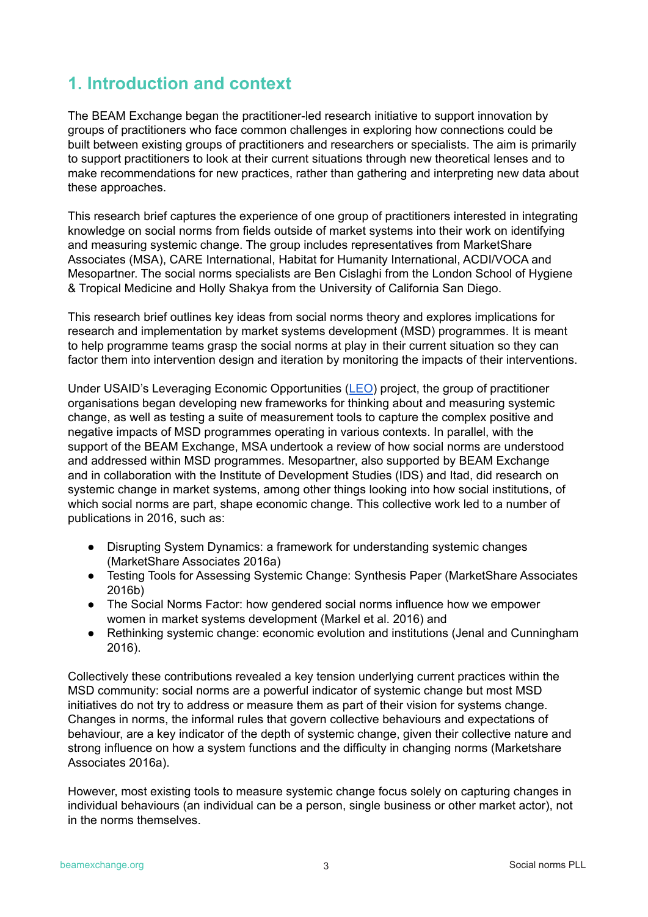## 1. Introduction and context

The BEAM Exchange began the practitioner-led research initiative to support innovation by groups of practitioners who face common challenges in exploring how connections could be built between existing groups of practitioners and researchers or specialists. The aim is primarily to support practitioners to look at their current situations through new theoretical lenses and to make recommendations for new practices, rather than gathering and interpreting new data about these approaches.

This research brief captures the experience of one group of practitioners interested in integrating knowledge on social norms from fields outside of market systems into their work on identifying and measuring systemic change. The group includes representatives from MarketShare Associates (MSA), CARE International, Habitat for Humanity International, ACDI/VOCA and Mesopartner. The social norms specialists are Ben Cislaghi from the London School of Hygiene & Tropical Medicine and Holly Shakya from the University of California San Diego.

This research brief outlines key ideas from social norms theory and explores implications for research and implementation by market systems development (MSD) programmes. It is meant to help programme teams grasp the social norms at play in their current situation so they can factor them into intervention design and iteration by monitoring the impacts of their interventions.

Under USAID's Leveraging Economic Opportunities (LEO) project, the group of practitioner organisations began developing new frameworks for thinking about and measuring systemic change, as well as testing a suite of measurement tools to capture the complex positive and negative impacts of MSD programmes operating in various contexts. In parallel, with the support of the BEAM Exchange, MSA undertook a review of how social norms are understood and addressed within MSD programmes. Mesopartner, also supported by BEAM Exchange and in collaboration with the Institute of Development Studies (IDS) and Itad, did research on systemic change in market systems, among other things looking into how social institutions, of which social norms are part, shape economic change. This collective work led to a number of publications in 2016, such as:

- Disrupting System Dynamics: a framework for understanding systemic changes (MarketShare Associates 2016a)
- Testing Tools for Assessing Systemic Change: Synthesis Paper (MarketShare Associates 2016b)
- The Social Norms Factor: how gendered social norms influence how we empower women in market systems development (Markel et al. 2016) and
- Rethinking systemic change: economic evolution and institutions (Jenal and Cunningham 2016).

Collectively these contributions revealed a key tension underlying current practices within the MSD community: social norms are a powerful indicator of systemic change but most MSD initiatives do not try to address or measure them as part of their vision for systems change. Changes in norms, the informal rules that govern collective behaviours and expectations of behaviour, are a key indicator of the depth of systemic change, given their collective nature and strong influence on how a system functions and the difficulty in changing norms (Marketshare Associates 2016a).

However, most existing tools to measure systemic change focus solely on capturing changes in individual behaviours (an individual can be a person, single business or other market actor), not in the norms themselves.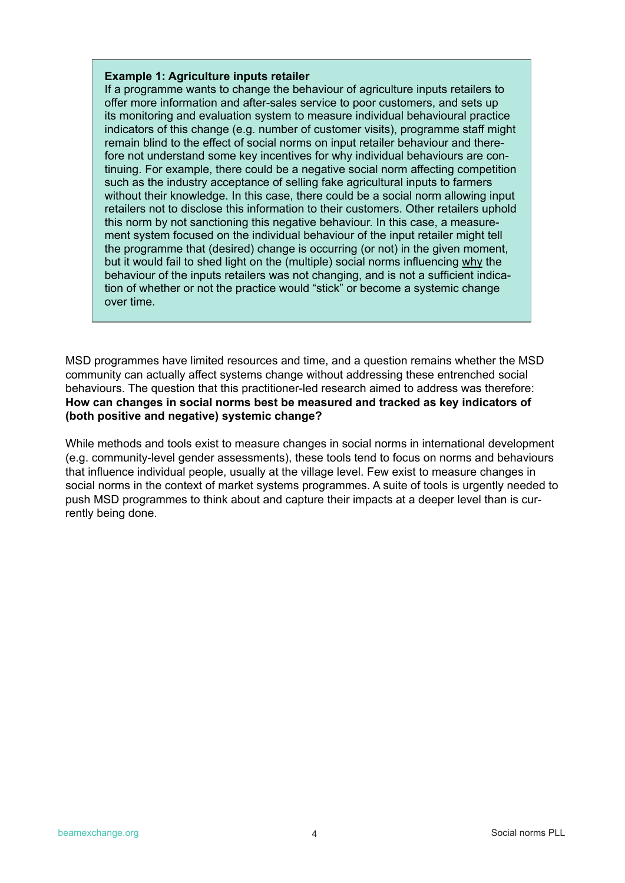**Example 1: Agriculture inputs retailer**

If a programme wants to change the behaviour of agriculture inputs retailers to offer more information and after-sales service to poor customers, and sets up its monitoring and evaluation system to measure individual behavioural practice indicators of this change (e.g. number of customer visits), programme staff might remain blind to the effect of social norms on input retailer behaviour and therefore not understand some key incentives for why individual behaviours are continuing. For example, there could be a negative social norm affecting competition such as the industry acceptance of selling fake agricultural inputs to farmers without their knowledge. In this case, there could be a social norm allowing input retailers not to disclose this information to their customers. Other retailers uphold this norm by not sanctioning this negative behaviour. In this case, a measurement system focused on the individual behaviour of the input retailer might tell the programme that (desired) change is occurring (or not) in the given moment, but it would fail to shed light on the (multiple) social norms influencing why the behaviour of the inputs retailers was not changing, and is not a sufficient indication of whether or not the practice would "stick" or become a systemic change over time.

MSD programmes have limited resources and time, and a question remains whether the MSD community can actually affect systems change without addressing these entrenched social behaviours. The question that this practitioner-led research aimed to address was therefore: **How can changes in social norms best be measured and tracked as key indicators of (both positive and negative) systemic change?**

While methods and tools exist to measure changes in social norms in international development (e.g. community-level gender assessments), these tools tend to focus on norms and behaviours that influence individual people, usually at the village level. Few exist to measure changes in social norms in the context of market systems programmes. A suite of tools is urgently needed to push MSD programmes to think about and capture their impacts at a deeper level than is currently being done.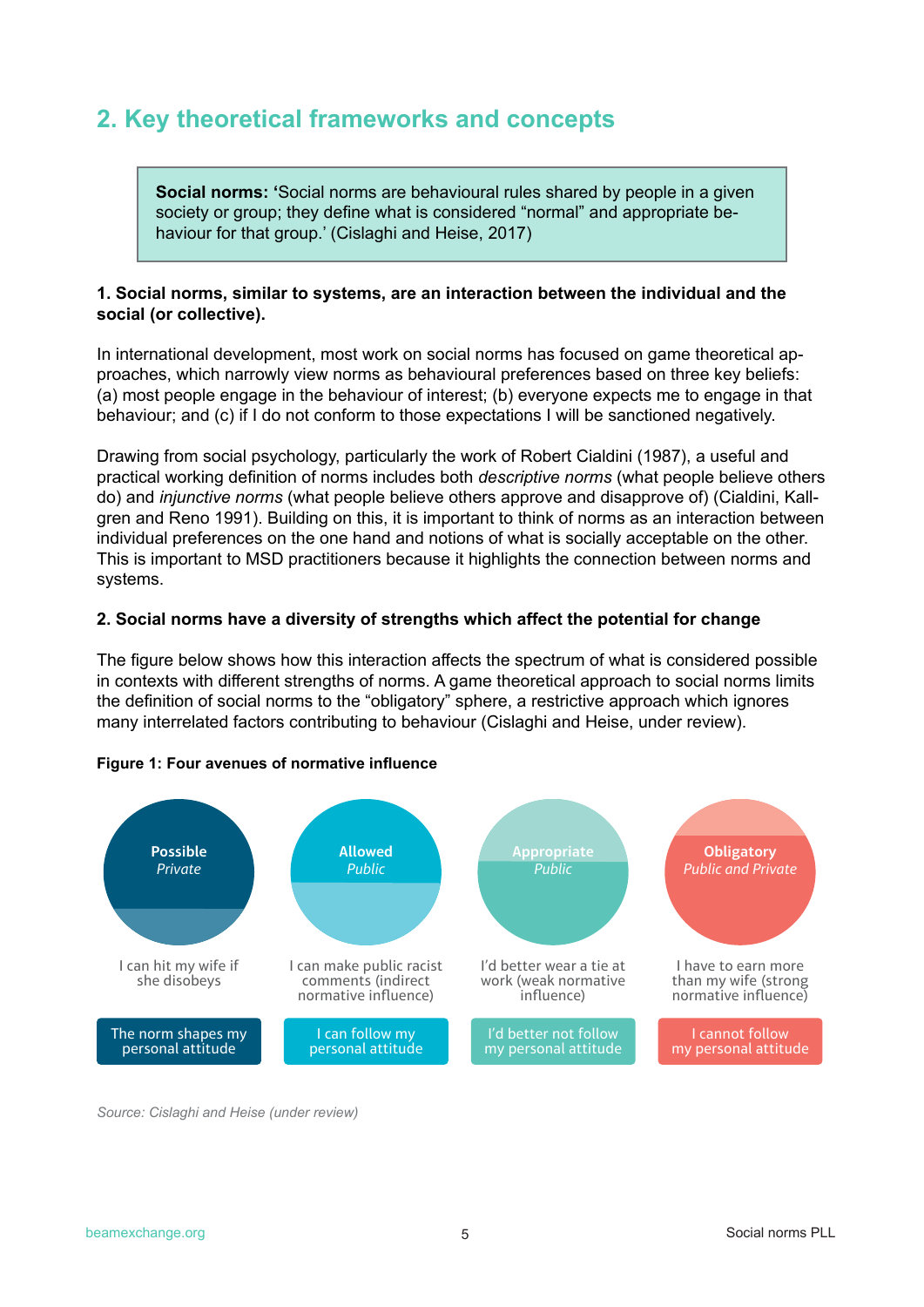## 2. Key theoretical frameworks and concepts

> **Social norms:** 'Social norms are behavioural rules shared by people in a given society or group; they define what is considered "normal" and appropriate behaviour for that group.' (Cislaghi and Heise, 2017)

**1. Social norms, similar to systems, are an interaction between the individual and the social (or collective).**

In international development, most work on social norms has focused on game theoretical approaches, which narrowly view norms as behavioural preferences based on three key beliefs: (a) most people engage in the behaviour of interest; (b) everyone expects me to engage in that behaviour; and (c) if I do not conform to those expectations I will be sanctioned negatively.

Drawing from social psychology, particularly the work of Robert Cialdini (1987), a useful and practical working definition of norms includes both *descriptive norms* (what people believe others do) and *injunctive norms* (what people believe others approve and disapprove of) (Cialdini, Kallgren and Reno 1991). Building on this, it is important to think of norms as an interaction between individual preferences on the one hand and notions of what is socially acceptable on the other. This is important to MSD practitioners because it highlights the connection between norms and systems.

**2. Social norms have a diversity of strengths which affect the potential for change**

The figure below shows how this interaction affects the spectrum of what is considered possible in contexts with different strengths of norms. A game theoretical approach to social norms limits the definition of social norms to the "obligatory" sphere, a restrictive approach which ignores many interrelated factors contributing to behaviour (Cislaghi and Heise, under review).

**Figure 1: Four avenues of normative influence**

| **Possible** *Private* | **Allowed** *Public* | **Appropriate** *Public* | **Obligatory** *Public and Private* |
|---|---|---|---|
| I can hit my wife if she disobeys | I can make public racist comments (indirect normative influence) | I'd better wear a tie at work (weak normative influence) | I have to earn more than my wife (strong normative influence) |
| The norm shapes my personal attitude | I can follow my personal attitude | I'd better not follow my personal attitude | I cannot follow my personal attitude |

*Source: Cislaghi and Heise (under review)*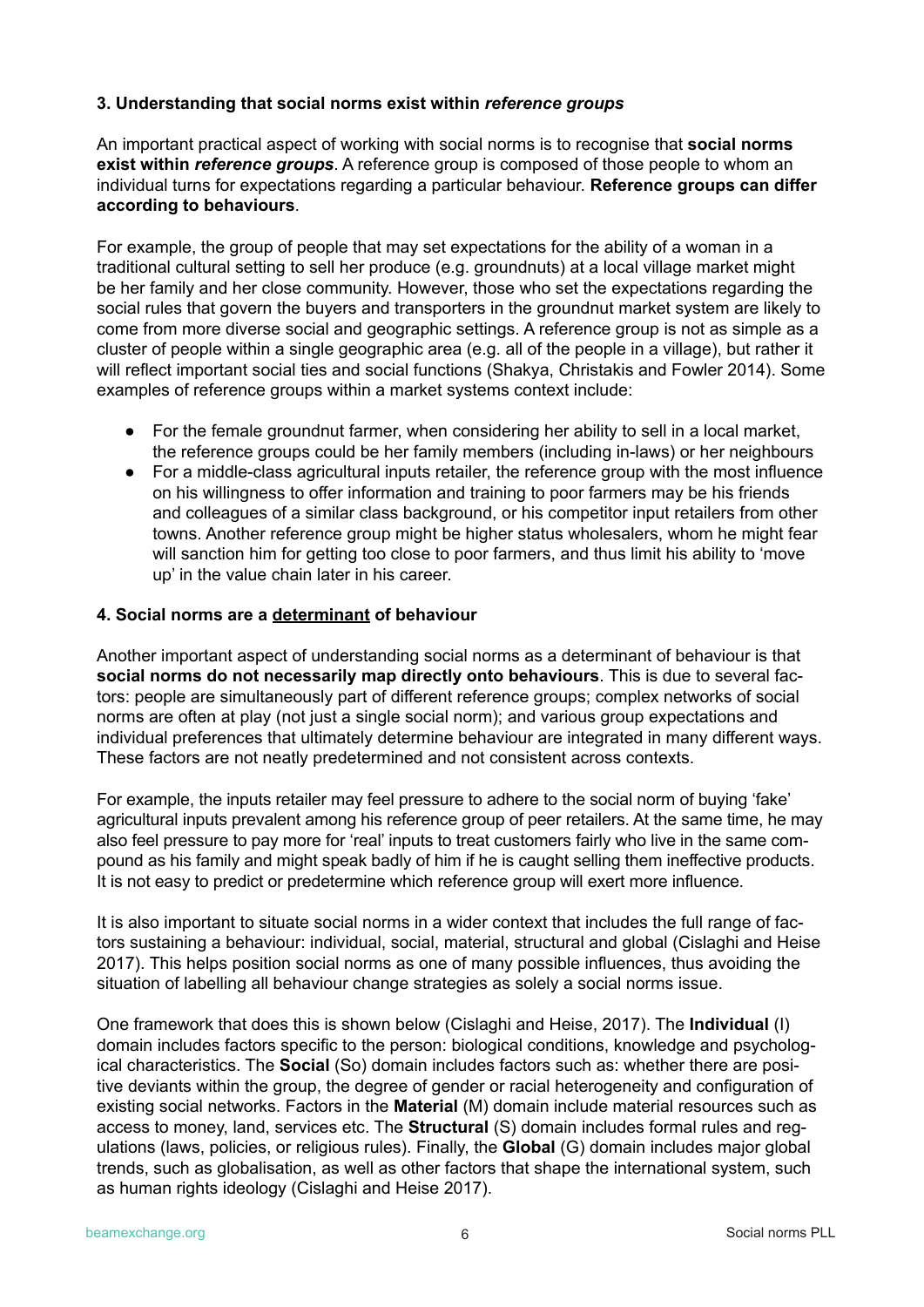### 3. Understanding that social norms exist within *reference groups*

An important practical aspect of working with social norms is to recognise that **social norms exist within *reference groups***. A reference group is composed of those people to whom an individual turns for expectations regarding a particular behaviour. **Reference groups can differ according to behaviours**.

For example, the group of people that may set expectations for the ability of a woman in a traditional cultural setting to sell her produce (e.g. groundnuts) at a local village market might be her family and her close community. However, those who set the expectations regarding the social rules that govern the buyers and transporters in the groundnut market system are likely to come from more diverse social and geographic settings. A reference group is not as simple as a cluster of people within a single geographic area (e.g. all of the people in a village), but rather it will reflect important social ties and social functions (Shakya, Christakis and Fowler 2014). Some examples of reference groups within a market systems context include:

- For the female groundnut farmer, when considering her ability to sell in a local market, the reference groups could be her family members (including in-laws) or her neighbours
- For a middle-class agricultural inputs retailer, the reference group with the most influence on his willingness to offer information and training to poor farmers may be his friends and colleagues of a similar class background, or his competitor input retailers from other towns. Another reference group might be higher status wholesalers, whom he might fear will sanction him for getting too close to poor farmers, and thus limit his ability to 'move up' in the value chain later in his career.

### 4. Social norms are a <u>determinant</u> of behaviour

Another important aspect of understanding social norms as a determinant of behaviour is that **social norms do not necessarily map directly onto behaviours**. This is due to several factors: people are simultaneously part of different reference groups; complex networks of social norms are often at play (not just a single social norm); and various group expectations and individual preferences that ultimately determine behaviour are integrated in many different ways. These factors are not neatly predetermined and not consistent across contexts.

For example, the inputs retailer may feel pressure to adhere to the social norm of buying 'fake' agricultural inputs prevalent among his reference group of peer retailers. At the same time, he may also feel pressure to pay more for 'real' inputs to treat customers fairly who live in the same compound as his family and might speak badly of him if he is caught selling them ineffective products. It is not easy to predict or predetermine which reference group will exert more influence.

It is also important to situate social norms in a wider context that includes the full range of factors sustaining a behaviour: individual, social, material, structural and global (Cislaghi and Heise 2017). This helps position social norms as one of many possible influences, thus avoiding the situation of labelling all behaviour change strategies as solely a social norms issue.

One framework that does this is shown below (Cislaghi and Heise, 2017). The **Individual** (I) domain includes factors specific to the person: biological conditions, knowledge and psychological characteristics. The **Social** (So) domain includes factors such as: whether there are positive deviants within the group, the degree of gender or racial heterogeneity and configuration of existing social networks. Factors in the **Material** (M) domain include material resources such as access to money, land, services etc. The **Structural** (S) domain includes formal rules and regulations (laws, policies, or religious rules). Finally, the **Global** (G) domain includes major global trends, such as globalisation, as well as other factors that shape the international system, such as human rights ideology (Cislaghi and Heise 2017).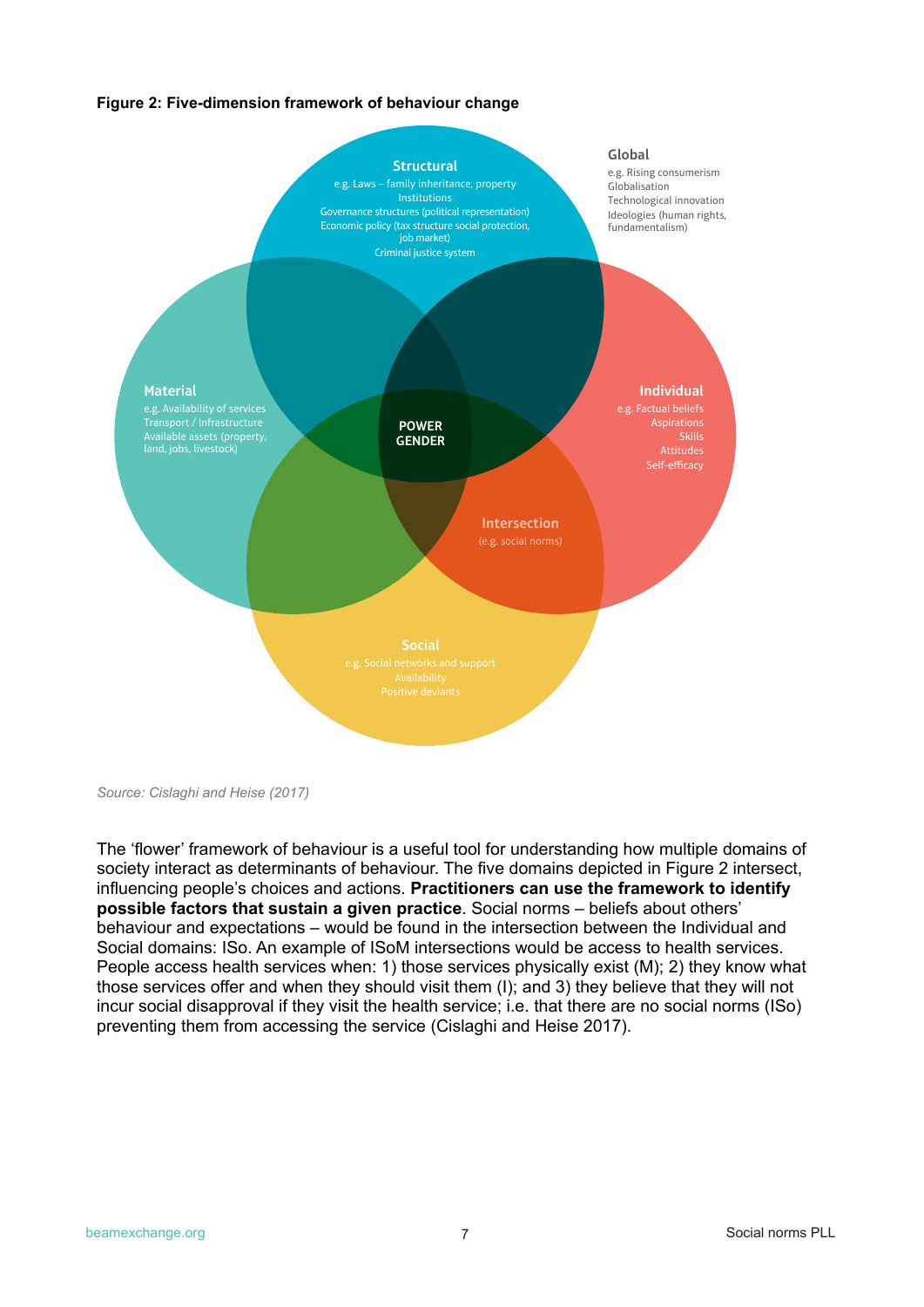**Figure 2: Five-dimension framework of behaviour change**

**Structural**
e.g. Laws – family inheritance, property
Institutions
Governance structures (political representation)
Economic policy (tax structure social protection, job market)
Criminal justice system

**Global**
e.g. Rising consumerism
Globalisation
Technological innovation
Ideologies (human rights, fundamentalism)

**Material**
e.g. Availability of services
Transport / Infrastructure
Available assets (property, land, jobs, livestock)

**POWER**
**GENDER**

**Individual**
e.g. Factual beliefs
Aspirations
Skills
Attitudes
Self-efficacy

**Intersection**
(e.g. social norms)

**Social**
e.g. Social networks and support
Availability
Positive deviants

*Source: Cislaghi and Heise (2017)*

The 'flower' framework of behaviour is a useful tool for understanding how multiple domains of society interact as determinants of behaviour. The five domains depicted in Figure 2 intersect, influencing people's choices and actions. **Practitioners can use the framework to identify possible factors that sustain a given practice**. Social norms – beliefs about others' behaviour and expectations – would be found in the intersection between the Individual and Social domains: ISo. An example of ISoM intersections would be access to health services. People access health services when: 1) those services physically exist (M); 2) they know what those services offer and when they should visit them (I); and 3) they believe that they will not incur social disapproval if they visit the health service; i.e. that there are no social norms (ISo) preventing them from accessing the service (Cislaghi and Heise 2017).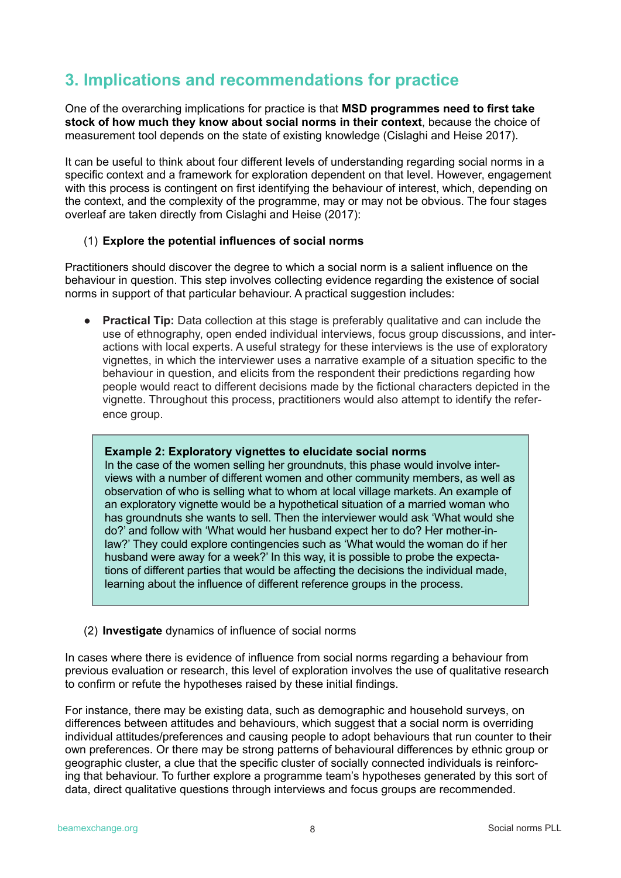## 3. Implications and recommendations for practice

One of the overarching implications for practice is that **MSD programmes need to first take stock of how much they know about social norms in their context**, because the choice of measurement tool depends on the state of existing knowledge (Cislaghi and Heise 2017).

It can be useful to think about four different levels of understanding regarding social norms in a specific context and a framework for exploration dependent on that level. However, engagement with this process is contingent on first identifying the behaviour of interest, which, depending on the context, and the complexity of the programme, may or may not be obvious. The four stages overleaf are taken directly from Cislaghi and Heise (2017):

(1) **Explore the potential influences of social norms**

Practitioners should discover the degree to which a social norm is a salient influence on the behaviour in question. This step involves collecting evidence regarding the existence of social norms in support of that particular behaviour. A practical suggestion includes:

- **Practical Tip:** Data collection at this stage is preferably qualitative and can include the use of ethnography, open ended individual interviews, focus group discussions, and interactions with local experts. A useful strategy for these interviews is the use of exploratory vignettes, in which the interviewer uses a narrative example of a situation specific to the behaviour in question, and elicits from the respondent their predictions regarding how people would react to different decisions made by the fictional characters depicted in the vignette. Throughout this process, practitioners would also attempt to identify the reference group.

> **Example 2: Exploratory vignettes to elucidate social norms**
> In the case of the women selling her groundnuts, this phase would involve interviews with a number of different women and other community members, as well as observation of who is selling what to whom at local village markets. An example of an exploratory vignette would be a hypothetical situation of a married woman who has groundnuts she wants to sell. Then the interviewer would ask 'What would she do?' and follow with 'What would her husband expect her to do? Her mother-in-law?' They could explore contingencies such as 'What would the woman do if her husband were away for a week?' In this way, it is possible to probe the expectations of different parties that would be affecting the decisions the individual made, learning about the influence of different reference groups in the process.

(2) **Investigate** dynamics of influence of social norms

In cases where there is evidence of influence from social norms regarding a behaviour from previous evaluation or research, this level of exploration involves the use of qualitative research to confirm or refute the hypotheses raised by these initial findings.

For instance, there may be existing data, such as demographic and household surveys, on differences between attitudes and behaviours, which suggest that a social norm is overriding individual attitudes/preferences and causing people to adopt behaviours that run counter to their own preferences. Or there may be strong patterns of behavioural differences by ethnic group or geographic cluster, a clue that the specific cluster of socially connected individuals is reinforcing that behaviour. To further explore a programme team's hypotheses generated by this sort of data, direct qualitative questions through interviews and focus groups are recommended.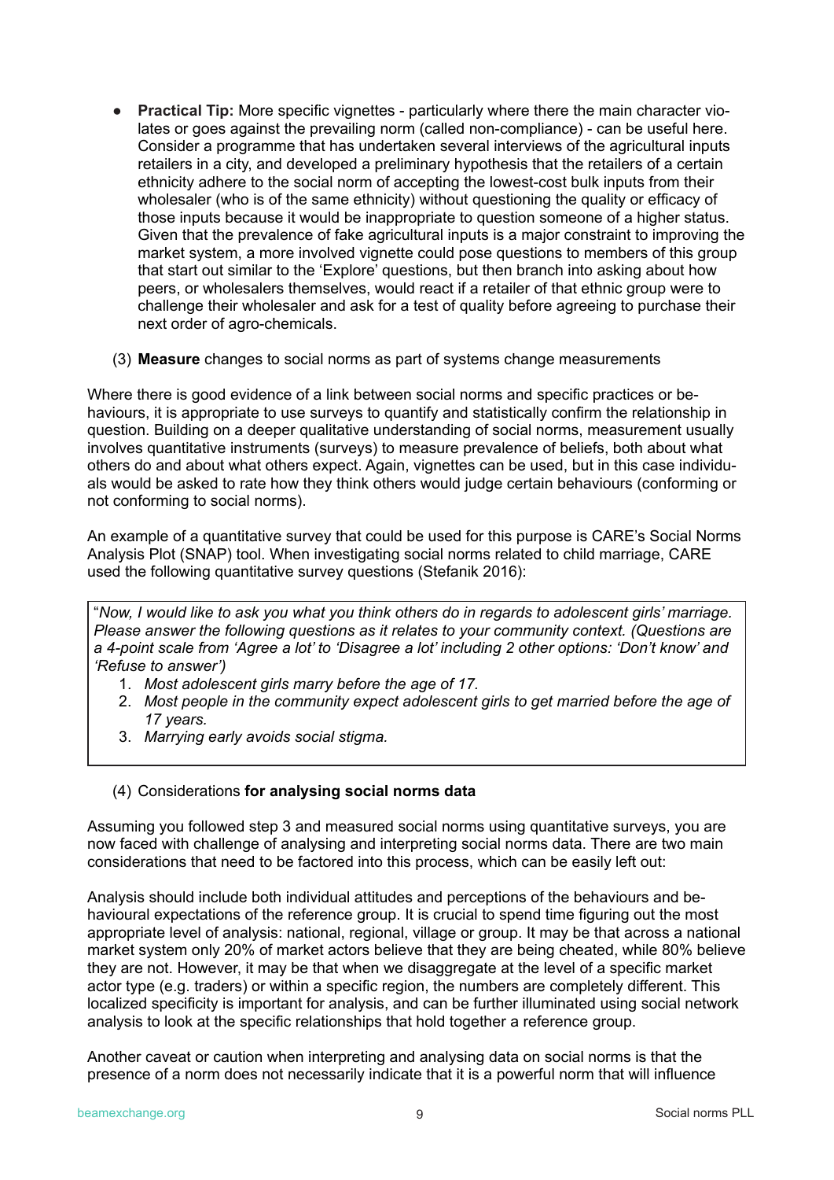- **Practical Tip:** More specific vignettes - particularly where there the main character violates or goes against the prevailing norm (called non-compliance) - can be useful here. Consider a programme that has undertaken several interviews of the agricultural inputs retailers in a city, and developed a preliminary hypothesis that the retailers of a certain ethnicity adhere to the social norm of accepting the lowest-cost bulk inputs from their wholesaler (who is of the same ethnicity) without questioning the quality or efficacy of those inputs because it would be inappropriate to question someone of a higher status. Given that the prevalence of fake agricultural inputs is a major constraint to improving the market system, a more involved vignette could pose questions to members of this group that start out similar to the 'Explore' questions, but then branch into asking about how peers, or wholesalers themselves, would react if a retailer of that ethnic group were to challenge their wholesaler and ask for a test of quality before agreeing to purchase their next order of agro-chemicals.

(3) **Measure** changes to social norms as part of systems change measurements

Where there is good evidence of a link between social norms and specific practices or behaviours, it is appropriate to use surveys to quantify and statistically confirm the relationship in question. Building on a deeper qualitative understanding of social norms, measurement usually involves quantitative instruments (surveys) to measure prevalence of beliefs, both about what others do and about what others expect. Again, vignettes can be used, but in this case individuals would be asked to rate how they think others would judge certain behaviours (conforming or not conforming to social norms).

An example of a quantitative survey that could be used for this purpose is CARE's Social Norms Analysis Plot (SNAP) tool. When investigating social norms related to child marriage, CARE used the following quantitative survey questions (Stefanik 2016):

> "*Now, I would like to ask you what you think others do in regards to adolescent girls' marriage. Please answer the following questions as it relates to your community context. (Questions are a 4-point scale from 'Agree a lot' to 'Disagree a lot' including 2 other options: 'Don't know' and 'Refuse to answer')*
>
> 1. *Most adolescent girls marry before the age of 17.*
> 2. *Most people in the community expect adolescent girls to get married before the age of 17 years.*
> 3. *Marrying early avoids social stigma.*

(4) Considerations **for analysing social norms data**

Assuming you followed step 3 and measured social norms using quantitative surveys, you are now faced with challenge of analysing and interpreting social norms data. There are two main considerations that need to be factored into this process, which can be easily left out:

Analysis should include both individual attitudes and perceptions of the behaviours and behavioural expectations of the reference group. It is crucial to spend time figuring out the most appropriate level of analysis: national, regional, village or group. It may be that across a national market system only 20% of market actors believe that they are being cheated, while 80% believe they are not. However, it may be that when we disaggregate at the level of a specific market actor type (e.g. traders) or within a specific region, the numbers are completely different. This localized specificity is important for analysis, and can be further illuminated using social network analysis to look at the specific relationships that hold together a reference group.

Another caveat or caution when interpreting and analysing data on social norms is that the presence of a norm does not necessarily indicate that it is a powerful norm that will influence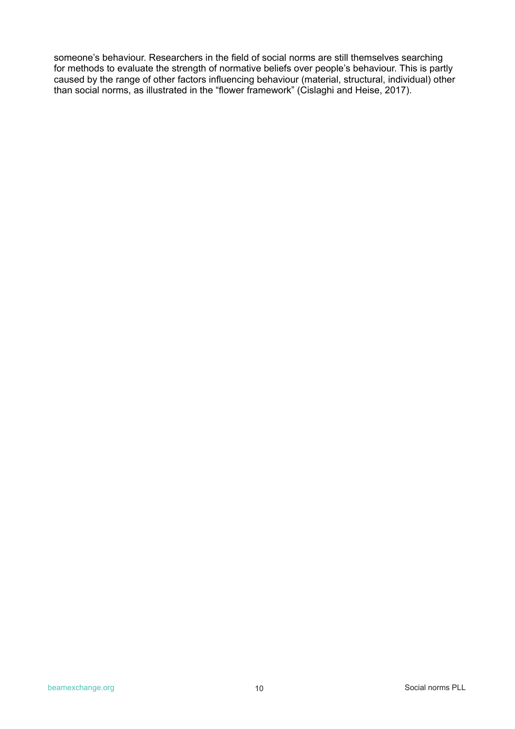someone's behaviour. Researchers in the field of social norms are still themselves searching for methods to evaluate the strength of normative beliefs over people's behaviour. This is partly caused by the range of other factors influencing behaviour (material, structural, individual) other than social norms, as illustrated in the "flower framework" (Cislaghi and Heise, 2017).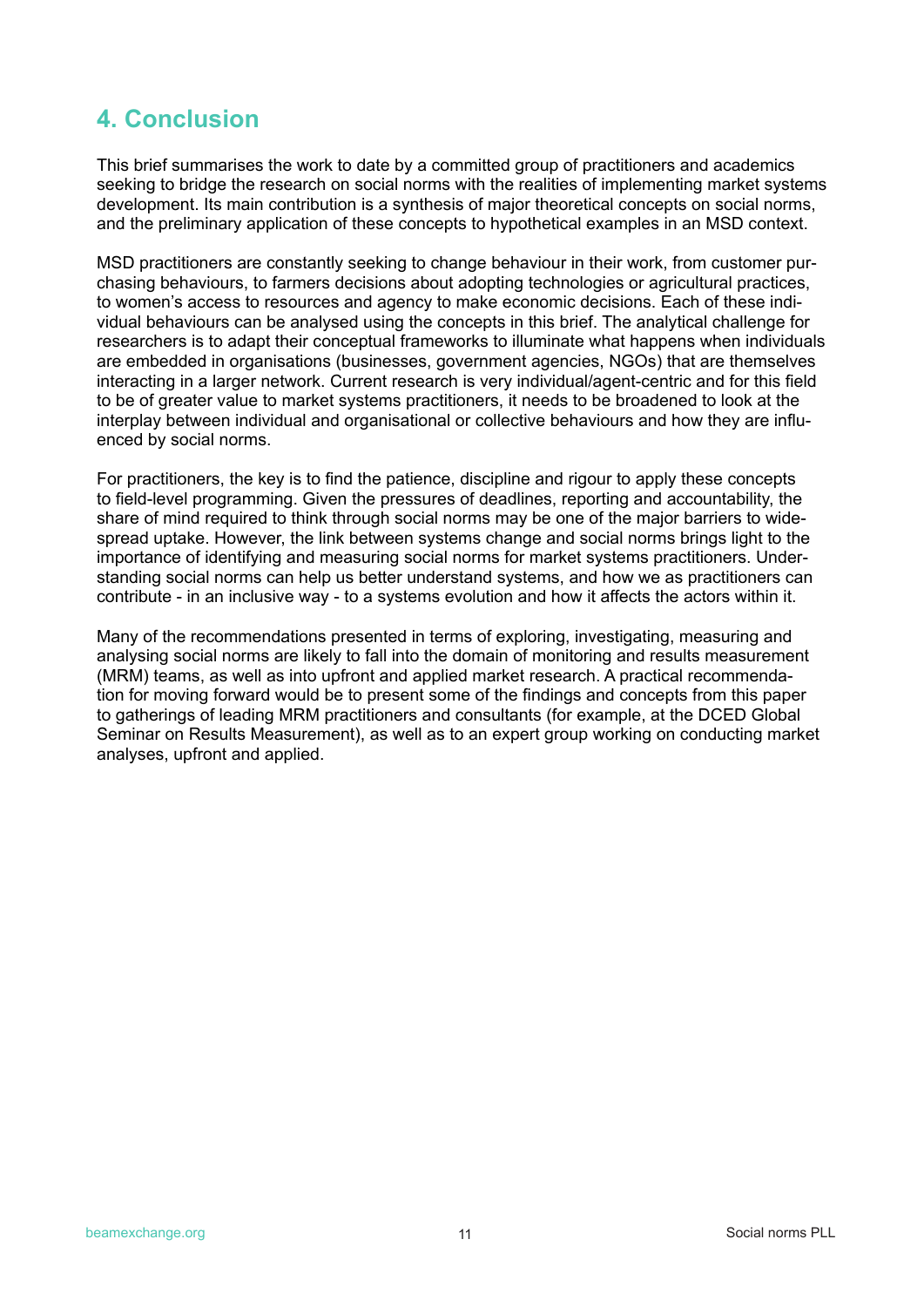## 4. Conclusion

This brief summarises the work to date by a committed group of practitioners and academics seeking to bridge the research on social norms with the realities of implementing market systems development. Its main contribution is a synthesis of major theoretical concepts on social norms, and the preliminary application of these concepts to hypothetical examples in an MSD context.

MSD practitioners are constantly seeking to change behaviour in their work, from customer purchasing behaviours, to farmers decisions about adopting technologies or agricultural practices, to women's access to resources and agency to make economic decisions. Each of these individual behaviours can be analysed using the concepts in this brief. The analytical challenge for researchers is to adapt their conceptual frameworks to illuminate what happens when individuals are embedded in organisations (businesses, government agencies, NGOs) that are themselves interacting in a larger network. Current research is very individual/agent-centric and for this field to be of greater value to market systems practitioners, it needs to be broadened to look at the interplay between individual and organisational or collective behaviours and how they are influenced by social norms.

For practitioners, the key is to find the patience, discipline and rigour to apply these concepts to field-level programming. Given the pressures of deadlines, reporting and accountability, the share of mind required to think through social norms may be one of the major barriers to widespread uptake. However, the link between systems change and social norms brings light to the importance of identifying and measuring social norms for market systems practitioners. Understanding social norms can help us better understand systems, and how we as practitioners can contribute - in an inclusive way - to a systems evolution and how it affects the actors within it.

Many of the recommendations presented in terms of exploring, investigating, measuring and analysing social norms are likely to fall into the domain of monitoring and results measurement (MRM) teams, as well as into upfront and applied market research. A practical recommendation for moving forward would be to present some of the findings and concepts from this paper to gatherings of leading MRM practitioners and consultants (for example, at the DCED Global Seminar on Results Measurement), as well as to an expert group working on conducting market analyses, upfront and applied.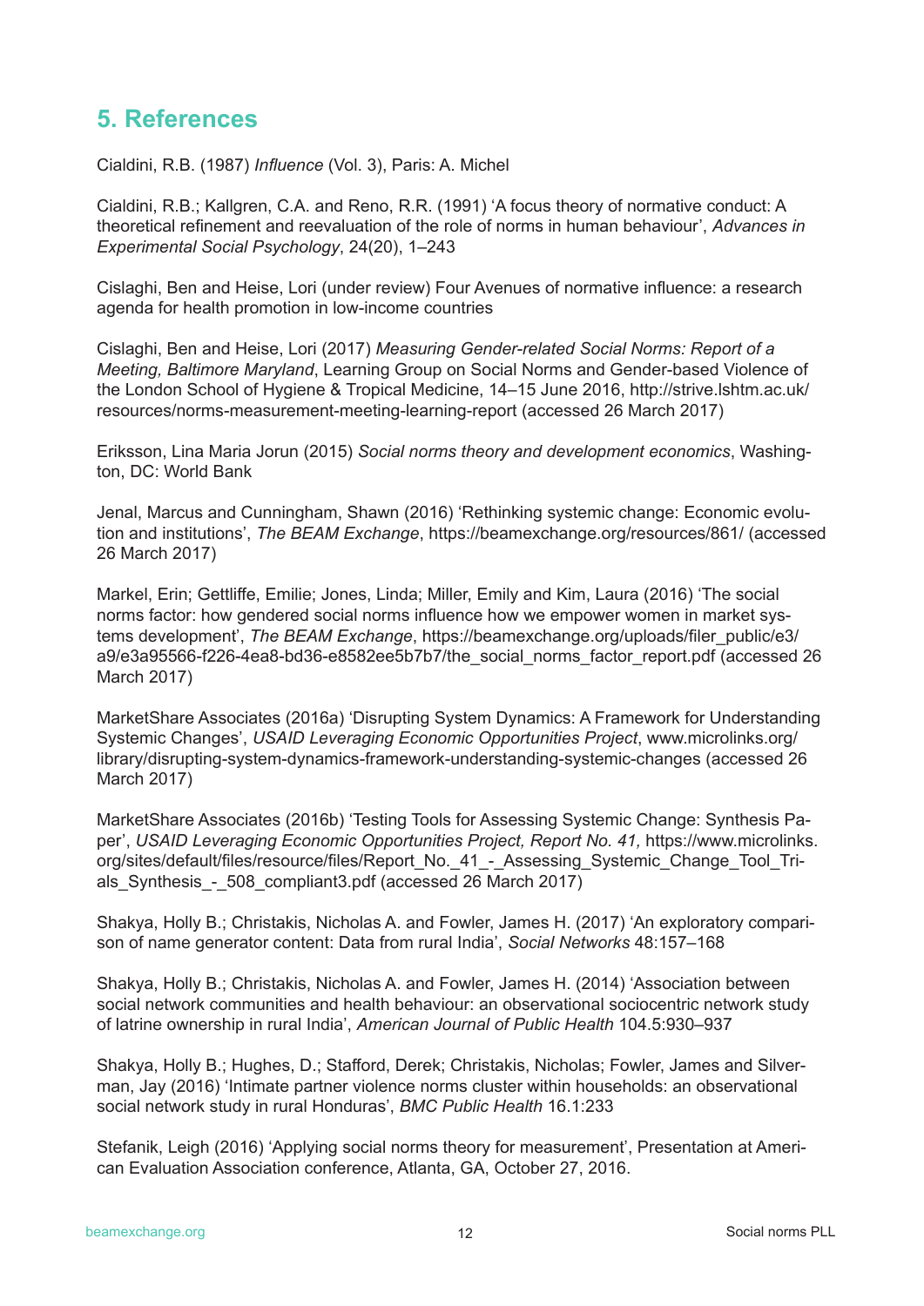## 5. References

Cialdini, R.B. (1987) *Influence* (Vol. 3), Paris: A. Michel

Cialdini, R.B.; Kallgren, C.A. and Reno, R.R. (1991) 'A focus theory of normative conduct: A theoretical refinement and reevaluation of the role of norms in human behaviour', *Advances in Experimental Social Psychology*, 24(20), 1–243

Cislaghi, Ben and Heise, Lori (under review) Four Avenues of normative influence: a research agenda for health promotion in low-income countries

Cislaghi, Ben and Heise, Lori (2017) *Measuring Gender-related Social Norms: Report of a Meeting, Baltimore Maryland*, Learning Group on Social Norms and Gender-based Violence of the London School of Hygiene & Tropical Medicine, 14–15 June 2016, http://strive.lshtm.ac.uk/resources/norms-measurement-meeting-learning-report (accessed 26 March 2017)

Eriksson, Lina Maria Jorun (2015) *Social norms theory and development economics*, Washington, DC: World Bank

Jenal, Marcus and Cunningham, Shawn (2016) 'Rethinking systemic change: Economic evolution and institutions', *The BEAM Exchange*, https://beamexchange.org/resources/861/ (accessed 26 March 2017)

Markel, Erin; Gettliffe, Emilie; Jones, Linda; Miller, Emily and Kim, Laura (2016) 'The social norms factor: how gendered social norms influence how we empower women in market systems development', *The BEAM Exchange*, https://beamexchange.org/uploads/filer_public/e3/a9/e3a95566-f226-4ea8-bd36-e8582ee5b7b7/the_social_norms_factor_report.pdf (accessed 26 March 2017)

MarketShare Associates (2016a) 'Disrupting System Dynamics: A Framework for Understanding Systemic Changes', *USAID Leveraging Economic Opportunities Project*, www.microlinks.org/library/disrupting-system-dynamics-framework-understanding-systemic-changes (accessed 26 March 2017)

MarketShare Associates (2016b) 'Testing Tools for Assessing Systemic Change: Synthesis Paper', *USAID Leveraging Economic Opportunities Project, Report No. 41,* https://www.microlinks.org/sites/default/files/resource/files/Report_No._41_-_Assessing_Systemic_Change_Tool_Trials_Synthesis_-_508_compliant3.pdf (accessed 26 March 2017)

Shakya, Holly B.; Christakis, Nicholas A. and Fowler, James H. (2017) 'An exploratory comparison of name generator content: Data from rural India', *Social Networks* 48:157–168

Shakya, Holly B.; Christakis, Nicholas A. and Fowler, James H. (2014) 'Association between social network communities and health behaviour: an observational sociocentric network study of latrine ownership in rural India', *American Journal of Public Health* 104.5:930–937

Shakya, Holly B.; Hughes, D.; Stafford, Derek; Christakis, Nicholas; Fowler, James and Silverman, Jay (2016) 'Intimate partner violence norms cluster within households: an observational social network study in rural Honduras', *BMC Public Health* 16.1:233

Stefanik, Leigh (2016) 'Applying social norms theory for measurement', Presentation at American Evaluation Association conference, Atlanta, GA, October 27, 2016.